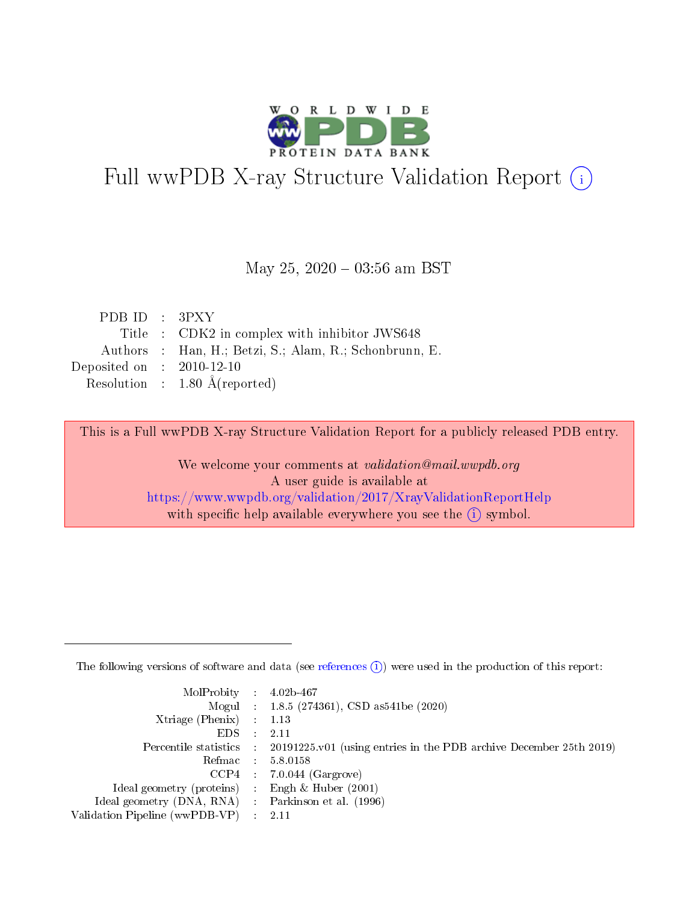# Full wwPDB X-ray Structure Validation Report (i)

May 25, 2020 – 03:56 am BST

| | | |
|---|---|---|
| PDB ID | : | 3PXY |
| Title | : | CDK2 in complex with inhibitor JWS648 |
| Authors | : | Han, H.; Betzi, S.; Alam, R.; Schonbrunn, E. |
| Deposited on | : | 2010-12-10 |
| Resolution | : | 1.80 Å(reported) |

This is a Full wwPDB X-ray Structure Validation Report for a publicly released PDB entry.

We welcome your comments at *validation@mail.wwpdb.org*
A user guide is available at
https://www.wwpdb.org/validation/2017/XrayValidationReportHelp
with specific help available everywhere you see the (i) symbol.

---

The following versions of software and data (see references (i)) were used in the production of this report:

| | | |
|---|---|---|
| MolProbity | : | 4.02b-467 |
| Mogul | : | 1.8.5 (274361), CSD as541be (2020) |
| Xtriage (Phenix) | : | 1.13 |
| EDS | : | 2.11 |
| Percentile statistics | : | 20191225.v01 (using entries in the PDB archive December 25th 2019) |
| Refmac | : | 5.8.0158 |
| CCP4 | : | 7.0.044 (Gargrove) |
| Ideal geometry (proteins) | : | Engh & Huber (2001) |
| Ideal geometry (DNA, RNA) | : | Parkinson et al. (1996) |
| Validation Pipeline (wwPDB-VP) | : | 2.11 |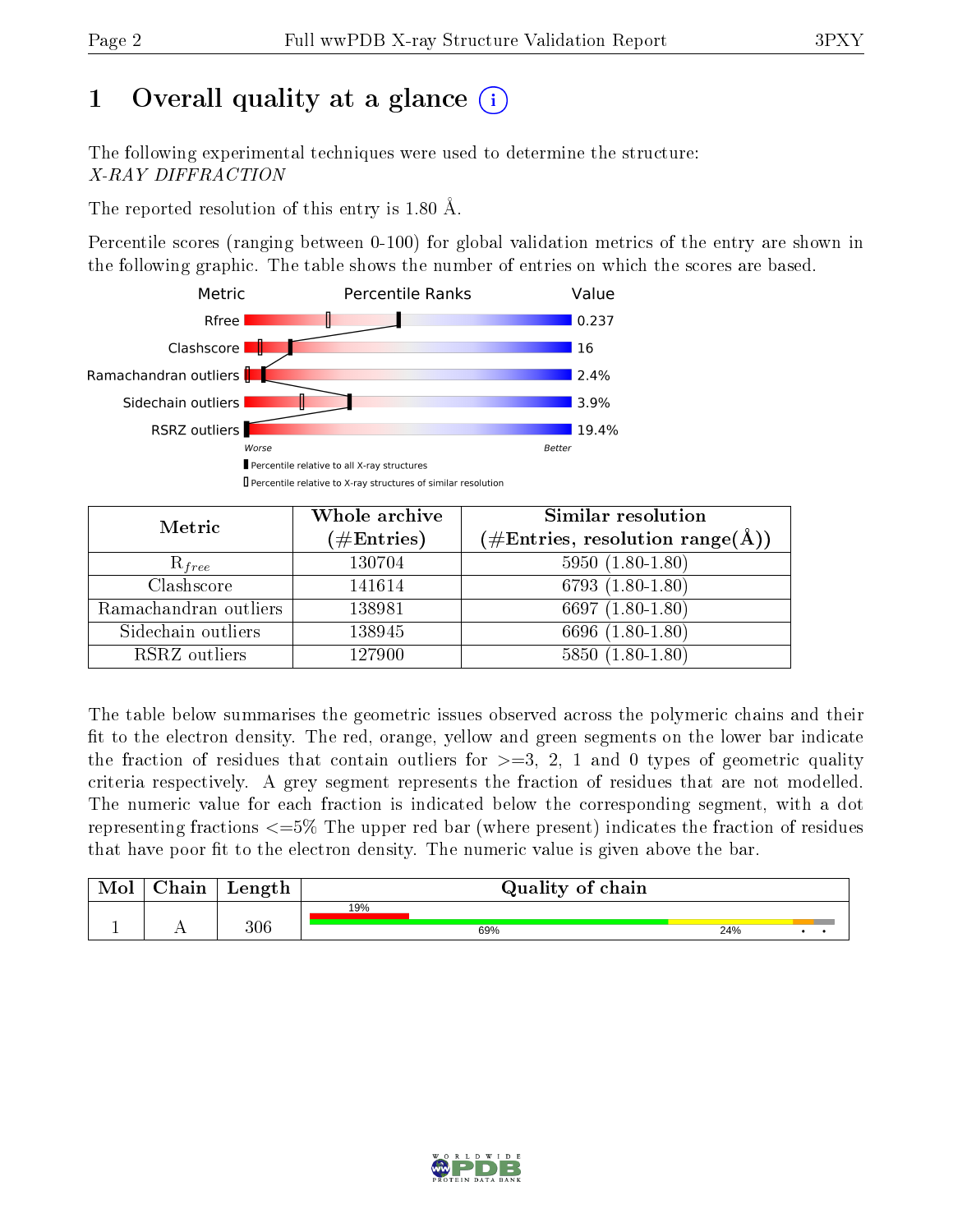# 1 Overall quality at a glance (i)

The following experimental techniques were used to determine the structure: *X-RAY DIFFRACTION*

The reported resolution of this entry is 1.80 Å.

Percentile scores (ranging between 0-100) for global validation metrics of the entry are shown in the following graphic. The table shows the number of entries on which the scores are based.

| Metric | Value |
|---|---|
| Rfree | 0.237 |
| Clashscore | 16 |
| Ramachandran outliers | 2.4% |
| Sidechain outliers | 3.9% |
| RSRZ outliers | 19.4% |

| Metric | Whole archive (#Entries) | Similar resolution (#Entries, resolution range(Å)) |
|---|---|---|
| $R_{free}$ | 130704 | 5950 (1.80-1.80) |
| Clashscore | 141614 | 6793 (1.80-1.80) |
| Ramachandran outliers | 138981 | 6697 (1.80-1.80) |
| Sidechain outliers | 138945 | 6696 (1.80-1.80) |
| RSRZ outliers | 127900 | 5850 (1.80-1.80) |

The table below summarises the geometric issues observed across the polymeric chains and their fit to the electron density. The red, orange, yellow and green segments on the lower bar indicate the fraction of residues that contain outliers for >=3, 2, 1 and 0 types of geometric quality criteria respectively. A grey segment represents the fraction of residues that are not modelled. The numeric value for each fraction is indicated below the corresponding segment, with a dot representing fractions <=5% The upper red bar (where present) indicates the fraction of residues that have poor fit to the electron density. The numeric value is given above the bar.

| Mol | Chain | Length | Quality of chain |
|---|---|---|---|
| 1 | A | 306 | 19% (poor fit); 69% / 24% / • / • |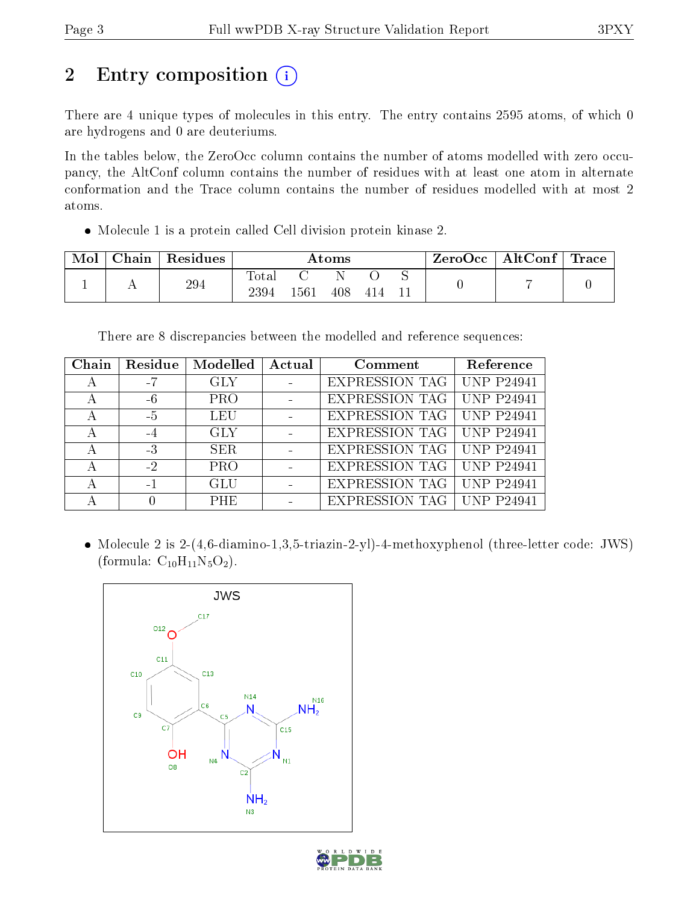# 2 Entry composition

There are 4 unique types of molecules in this entry. The entry contains 2595 atoms, of which 0 are hydrogens and 0 are deuteriums.

In the tables below, the ZeroOcc column contains the number of atoms modelled with zero occupancy, the AltConf column contains the number of residues with at least one atom in alternate conformation and the Trace column contains the number of residues modelled with at most 2 atoms.

- Molecule 1 is a protein called Cell division protein kinase 2.

| Mol | Chain | Residues | Atoms | | | | | ZeroOcc | AltConf | Trace |
|---|---|---|---|---|---|---|---|---|---|---|
| 1 | A | 294 | Total 2394 | C 1561 | N 408 | O 414 | S 11 | 0 | 7 | 0 |

There are 8 discrepancies between the modelled and reference sequences:

| Chain | Residue | Modelled | Actual | Comment | Reference |
|---|---|---|---|---|---|
| A | -7 | GLY | - | EXPRESSION TAG | UNP P24941 |
| A | -6 | PRO | - | EXPRESSION TAG | UNP P24941 |
| A | -5 | LEU | - | EXPRESSION TAG | UNP P24941 |
| A | -4 | GLY | - | EXPRESSION TAG | UNP P24941 |
| A | -3 | SER | - | EXPRESSION TAG | UNP P24941 |
| A | -2 | PRO | - | EXPRESSION TAG | UNP P24941 |
| A | -1 | GLU | - | EXPRESSION TAG | UNP P24941 |
| A | 0 | PHE | - | EXPRESSION TAG | UNP P24941 |

- Molecule 2 is 2-(4,6-diamino-1,3,5-triazin-2-yl)-4-methoxyphenol (three-letter code: JWS) (formula: $C_{10}H_{11}N_5O_2$).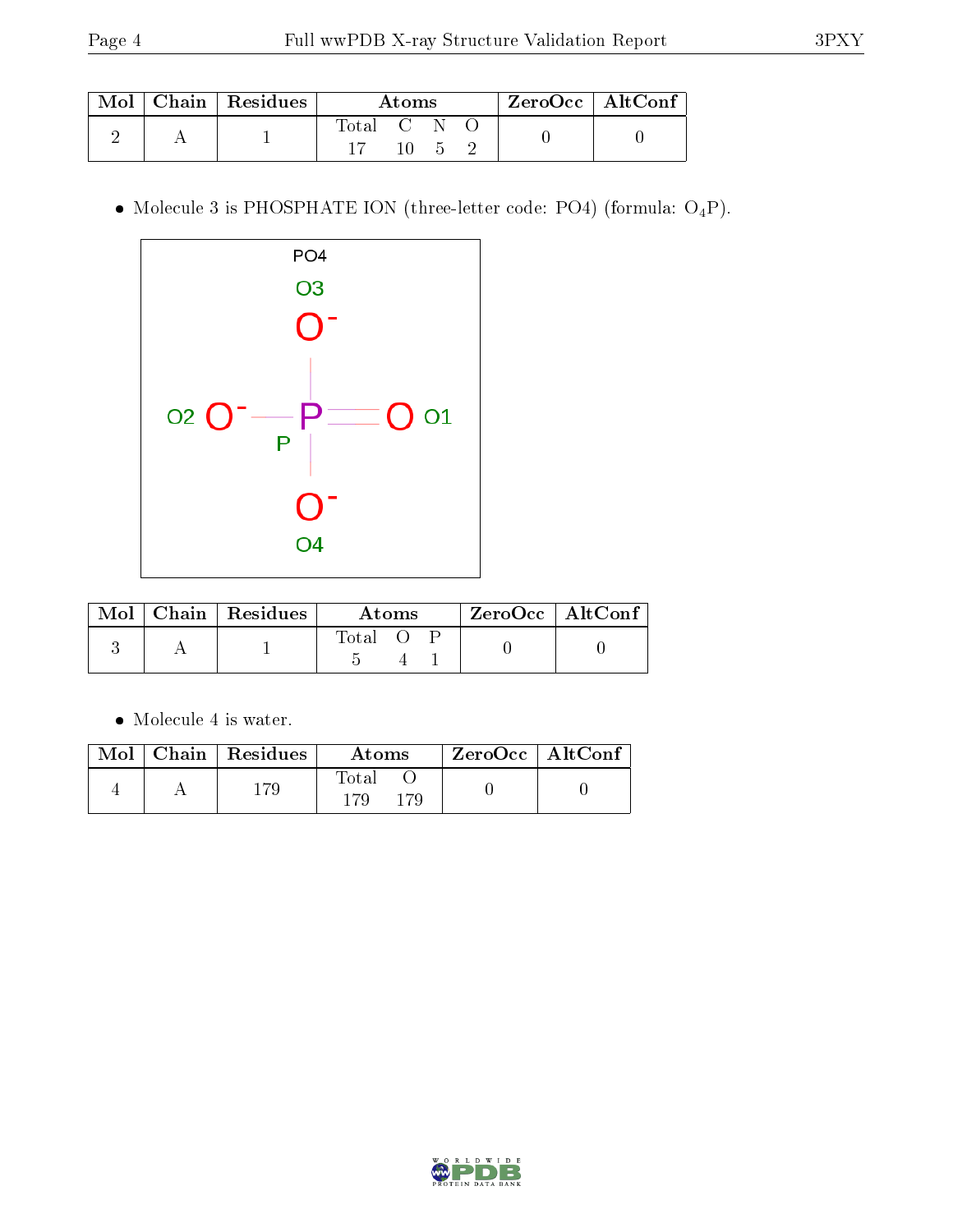| Mol | Chain | Residues | Atoms | | | | ZeroOcc | AltConf |
|---|---|---|---|---|---|---|---|---|
| | | | Total | C | N | O | | |
| 2 | A | 1 | 17 | 10 | 5 | 2 | 0 | 0 |

- Molecule 3 is PHOSPHATE ION (three-letter code: PO4) (formula: $O_4P$).

| Mol | Chain | Residues | Atoms | | | ZeroOcc | AltConf |
|---|---|---|---|---|---|---|---|
| | | | Total | O | P | | |
| 3 | A | 1 | 5 | 4 | 1 | 0 | 0 |

- Molecule 4 is water.

| Mol | Chain | Residues | Atoms | | ZeroOcc | AltConf |
|---|---|---|---|---|---|---|
| | | | Total | O | | |
| 4 | A | 179 | 179 | 179 | 0 | 0 |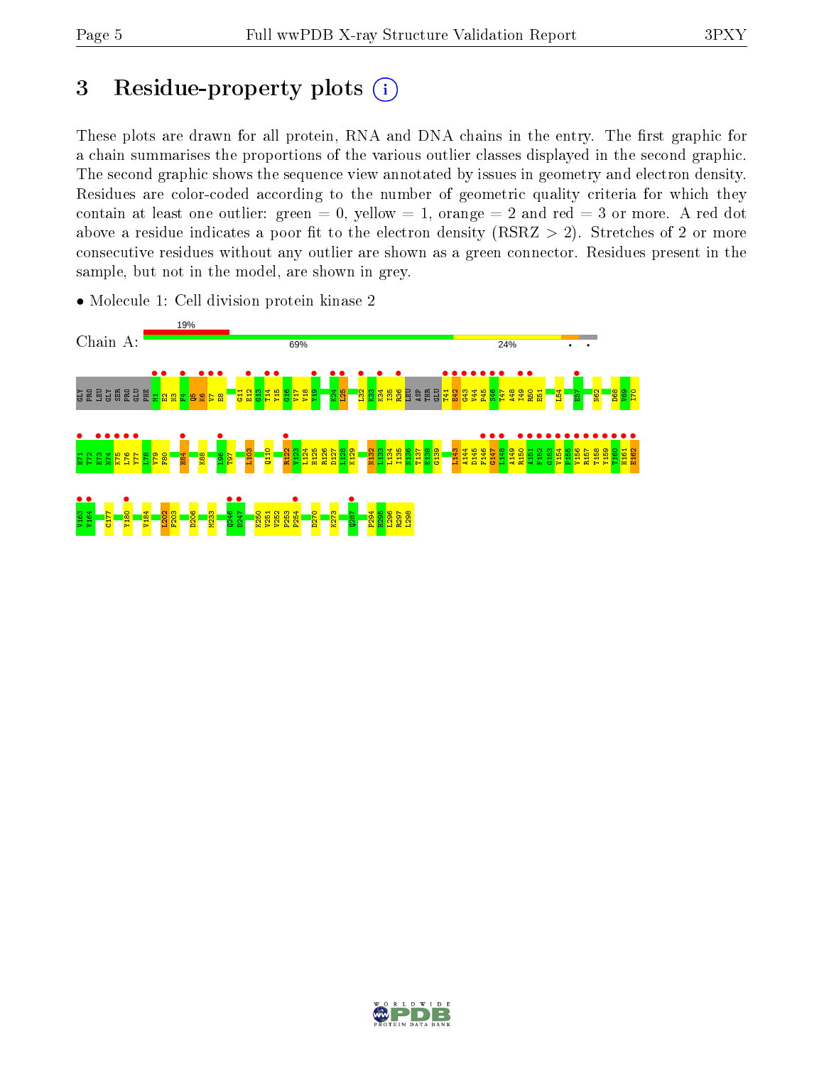# 3 Residue-property plots

These plots are drawn for all protein, RNA and DNA chains in the entry. The first graphic for a chain summarises the proportions of the various outlier classes displayed in the second graphic. The second graphic shows the sequence view annotated by issues in geometry and electron density. Residues are color-coded according to the number of geometric quality criteria for which they contain at least one outlier: green = 0, yellow = 1, orange = 2 and red = 3 or more. A red dot above a residue indicates a poor fit to the electron density (RSRZ > 2). Stretches of 2 or more consecutive residues without any outlier are shown as a green connector. Residues present in the sample, but not in the model, are shown in grey.

- Molecule 1: Cell division protein kinase 2

Chain A: 19% | 69% | 24% | • | •

GLY PRO LEU GLY SER PRO GLU PHE M1 E2 N3 F4 Q5 K6 V7 E8 G11 E12 G13 T14 Y15 G16 V17 V18 Y19 K24 L25 L32 K33 K34 I35 R36 LEU ASP THR GLU T41 E42 G43 V44 P45 S46 T47 A48 I49 R50 E51 L54 E57 N62 D68 V69 I70

H71 T72 E73 N74 K75 L76 Y77 L78 V79 F80 H84 K88 I96 T97 L103 Q110 R122 V123 L124 H125 R126 D127 L128 K129 N132 L133 L134 I135 N136 T137 E138 G139 I143 A144 D145 F146 G147 L148 A149 R150 A151 F152 G153 V154 P155 V156 R157 T158 Y159 T160 H161 E162

V163 V164 C177 Y180 V184 L202 F203 D206 M233 Q246 D247 K250 V251 V252 P253 P254 D270 K273 Q287 P294 H295 L296 R297 L298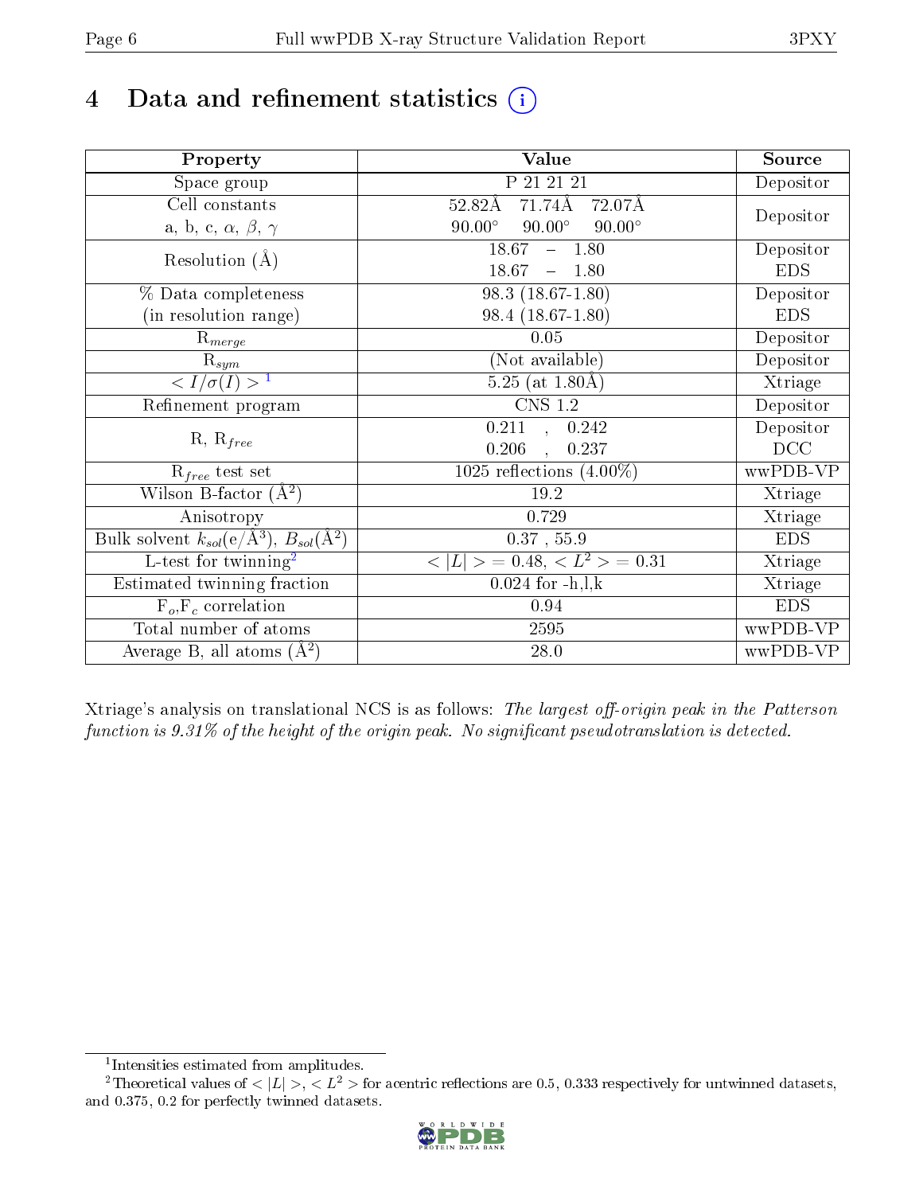# 4 Data and refinement statistics (i)

| Property | Value | Source |
|---|---|---|
| Space group | P 21 21 21 | Depositor |
| Cell constants<br>a, b, c, $\alpha$, $\beta$, $\gamma$ | 52.82Å 71.74Å 72.07Å<br>90.00° 90.00° 90.00° | Depositor |
| Resolution (Å) | 18.67 – 1.80<br>18.67 – 1.80 | Depositor<br>EDS |
| % Data completeness<br>(in resolution range) | 98.3 (18.67-1.80)<br>98.4 (18.67-1.80) | Depositor<br>EDS |
| $R_{merge}$ | 0.05 | Depositor |
| $R_{sym}$ | (Not available) | Depositor |
| $< I/\sigma(I) >$ [1] | 5.25 (at 1.80Å) | Xtriage |
| Refinement program | CNS 1.2 | Depositor |
| R, $R_{free}$ | 0.211 , 0.242<br>0.206 , 0.237 | Depositor<br>DCC |
| $R_{free}$ test set | 1025 reflections (4.00%) | wwPDB-VP |
| Wilson B-factor (Å$^2$) | 19.2 | Xtriage |
| Anisotropy | 0.729 | Xtriage |
| Bulk solvent $k_{sol}$(e/Å$^3$), $B_{sol}$(Å$^2$) | 0.37 , 55.9 | EDS |
| L-test for twinning[2] | $< \|L\| >$ = 0.48, $< L^2 >$ = 0.31 | Xtriage |
| Estimated twinning fraction | 0.024 for -h,l,k | Xtriage |
| $F_o$,$F_c$ correlation | 0.94 | EDS |
| Total number of atoms | 2595 | wwPDB-VP |
| Average B, all atoms (Å$^2$) | 28.0 | wwPDB-VP |

Xtriage's analysis on translational NCS is as follows: *The largest off-origin peak in the Patterson function is 9.31% of the height of the origin peak. No significant pseudotranslation is detected.*

[1] Intensities estimated from amplitudes.

[2] Theoretical values of $< |L| >$, $< L^2 >$ for acentric reflections are 0.5, 0.333 respectively for untwinned datasets, and 0.375, 0.2 for perfectly twinned datasets.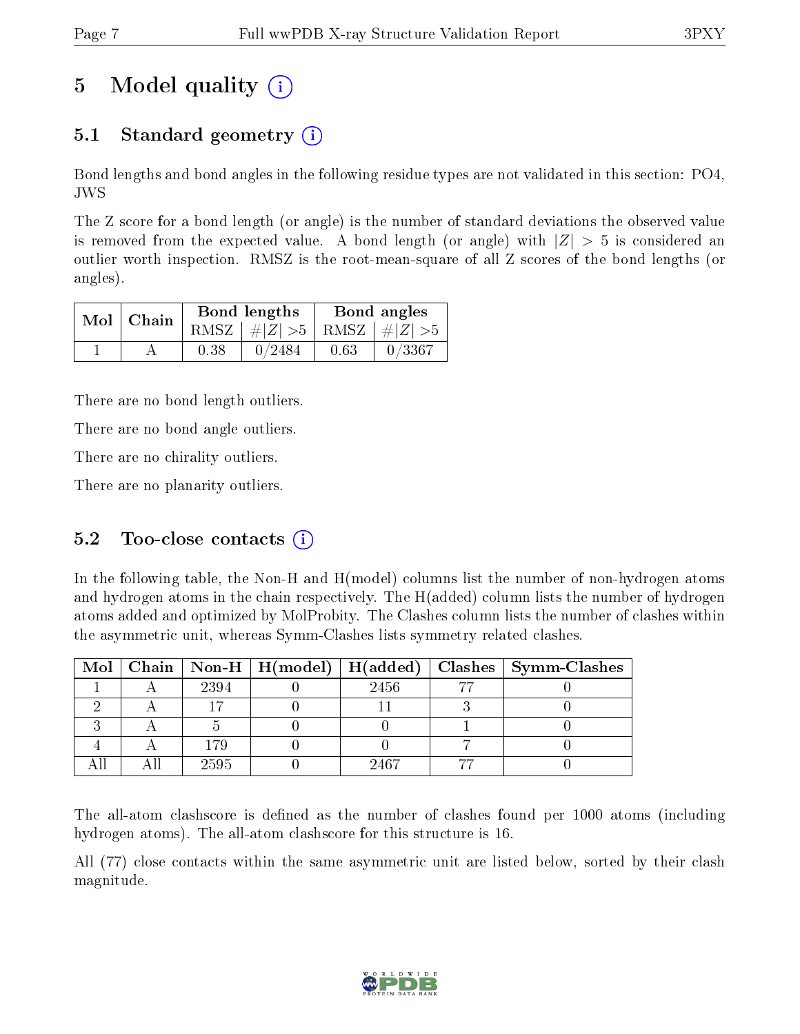# 5 Model quality (i)

## 5.1 Standard geometry (i)

Bond lengths and bond angles in the following residue types are not validated in this section: PO4, JWS

The Z score for a bond length (or angle) is the number of standard deviations the observed value is removed from the expected value. A bond length (or angle) with $|Z| > 5$ is considered an outlier worth inspection. RMSZ is the root-mean-square of all Z scores of the bond lengths (or angles).

| Mol | Chain | Bond lengths | | Bond angles | |
|---|---|---|---|---|---|
| | | RMSZ | $\#\|Z\| > 5$ | RMSZ | $\#\|Z\| > 5$ |
| 1 | A | 0.38 | 0/2484 | 0.63 | 0/3367 |

There are no bond length outliers.

There are no bond angle outliers.

There are no chirality outliers.

There are no planarity outliers.

## 5.2 Too-close contacts (i)

In the following table, the Non-H and H(model) columns list the number of non-hydrogen atoms and hydrogen atoms in the chain respectively. The H(added) column lists the number of hydrogen atoms added and optimized by MolProbity. The Clashes column lists the number of clashes within the asymmetric unit, whereas Symm-Clashes lists symmetry related clashes.

| Mol | Chain | Non-H | H(model) | H(added) | Clashes | Symm-Clashes |
|---|---|---|---|---|---|---|
| 1 | A | 2394 | 0 | 2456 | 77 | 0 |
| 2 | A | 17 | 0 | 11 | 3 | 0 |
| 3 | A | 5 | 0 | 0 | 1 | 0 |
| 4 | A | 179 | 0 | 0 | 7 | 0 |
| All | All | 2595 | 0 | 2467 | 77 | 0 |

The all-atom clashscore is defined as the number of clashes found per 1000 atoms (including hydrogen atoms). The all-atom clashscore for this structure is 16.

All (77) close contacts within the same asymmetric unit are listed below, sorted by their clash magnitude.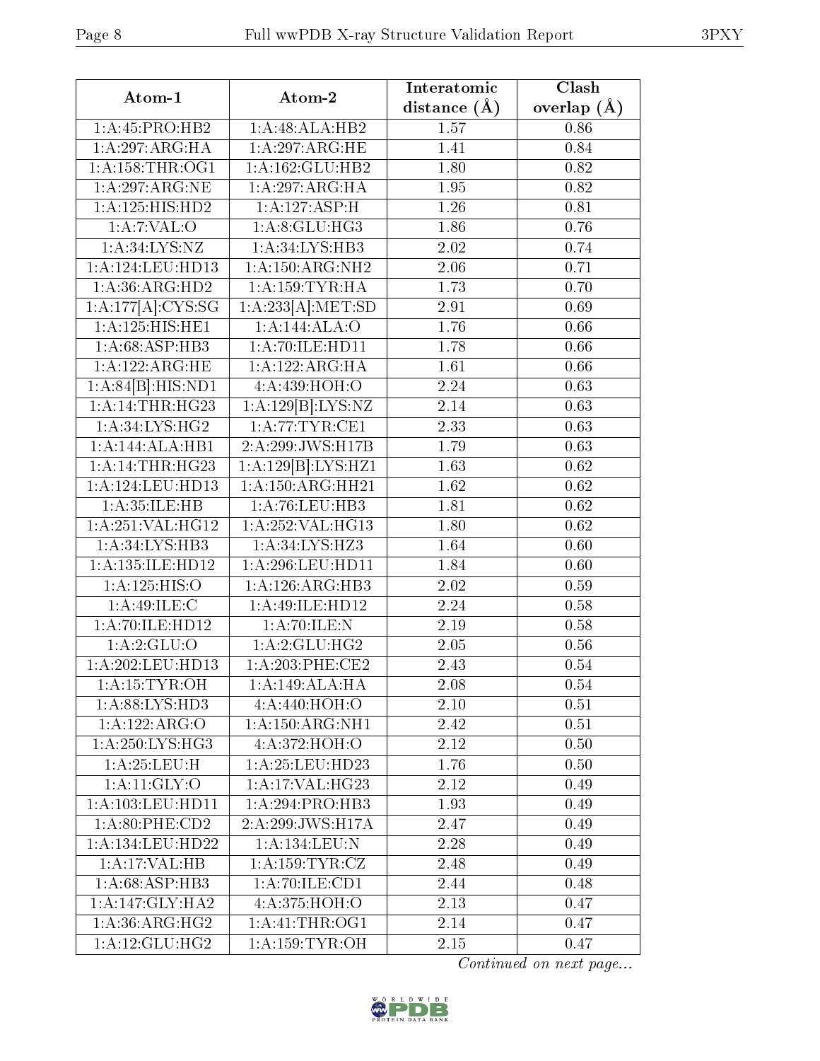| Atom-1 | Atom-2 | Interatomic distance (Å) | Clash overlap (Å) |
|---|---|---|---|
| 1:A:45:PRO:HB2 | 1:A:48:ALA:HB2 | 1.57 | 0.86 |
| 1:A:297:ARG:HA | 1:A:297:ARG:HE | 1.41 | 0.84 |
| 1:A:158:THR:OG1 | 1:A:162:GLU:HB2 | 1.80 | 0.82 |
| 1:A:297:ARG:NE | 1:A:297:ARG:HA | 1.95 | 0.82 |
| 1:A:125:HIS:HD2 | 1:A:127:ASP:H | 1.26 | 0.81 |
| 1:A:7:VAL:O | 1:A:8:GLU:HG3 | 1.86 | 0.76 |
| 1:A:34:LYS:NZ | 1:A:34:LYS:HB3 | 2.02 | 0.74 |
| 1:A:124:LEU:HD13 | 1:A:150:ARG:NH2 | 2.06 | 0.71 |
| 1:A:36:ARG:HD2 | 1:A:159:TYR:HA | 1.73 | 0.70 |
| 1:A:177[A]:CYS:SG | 1:A:233[A]:MET:SD | 2.91 | 0.69 |
| 1:A:125:HIS:HE1 | 1:A:144:ALA:O | 1.76 | 0.66 |
| 1:A:68:ASP:HB3 | 1:A:70:ILE:HD11 | 1.78 | 0.66 |
| 1:A:122:ARG:HE | 1:A:122:ARG:HA | 1.61 | 0.66 |
| 1:A:84[B]:HIS:ND1 | 4:A:439:HOH:O | 2.24 | 0.63 |
| 1:A:14:THR:HG23 | 1:A:129[B]:LYS:NZ | 2.14 | 0.63 |
| 1:A:34:LYS:HG2 | 1:A:77:TYR:CE1 | 2.33 | 0.63 |
| 1:A:144:ALA:HB1 | 2:A:299:JWS:H17B | 1.79 | 0.63 |
| 1:A:14:THR:HG23 | 1:A:129[B]:LYS:HZ1 | 1.63 | 0.62 |
| 1:A:124:LEU:HD13 | 1:A:150:ARG:HH21 | 1.62 | 0.62 |
| 1:A:35:ILE:HB | 1:A:76:LEU:HB3 | 1.81 | 0.62 |
| 1:A:251:VAL:HG12 | 1:A:252:VAL:HG13 | 1.80 | 0.62 |
| 1:A:34:LYS:HB3 | 1:A:34:LYS:HZ3 | 1.64 | 0.60 |
| 1:A:135:ILE:HD12 | 1:A:296:LEU:HD11 | 1.84 | 0.60 |
| 1:A:125:HIS:O | 1:A:126:ARG:HB3 | 2.02 | 0.59 |
| 1:A:49:ILE:C | 1:A:49:ILE:HD12 | 2.24 | 0.58 |
| 1:A:70:ILE:HD12 | 1:A:70:ILE:N | 2.19 | 0.58 |
| 1:A:2:GLU:O | 1:A:2:GLU:HG2 | 2.05 | 0.56 |
| 1:A:202:LEU:HD13 | 1:A:203:PHE:CE2 | 2.43 | 0.54 |
| 1:A:15:TYR:OH | 1:A:149:ALA:HA | 2.08 | 0.54 |
| 1:A:88:LYS:HD3 | 4:A:440:HOH:O | 2.10 | 0.51 |
| 1:A:122:ARG:O | 1:A:150:ARG:NH1 | 2.42 | 0.51 |
| 1:A:250:LYS:HG3 | 4:A:372:HOH:O | 2.12 | 0.50 |
| 1:A:25:LEU:H | 1:A:25:LEU:HD23 | 1.76 | 0.50 |
| 1:A:11:GLY:O | 1:A:17:VAL:HG23 | 2.12 | 0.49 |
| 1:A:103:LEU:HD11 | 1:A:294:PRO:HB3 | 1.93 | 0.49 |
| 1:A:80:PHE:CD2 | 2:A:299:JWS:H17A | 2.47 | 0.49 |
| 1:A:134:LEU:HD22 | 1:A:134:LEU:N | 2.28 | 0.49 |
| 1:A:17:VAL:HB | 1:A:159:TYR:CZ | 2.48 | 0.49 |
| 1:A:68:ASP:HB3 | 1:A:70:ILE:CD1 | 2.44 | 0.48 |
| 1:A:147:GLY:HA2 | 4:A:375:HOH:O | 2.13 | 0.47 |
| 1:A:36:ARG:HG2 | 1:A:41:THR:OG1 | 2.14 | 0.47 |
| 1:A:12:GLU:HG2 | 1:A:159:TYR:OH | 2.15 | 0.47 |

*Continued on next page...*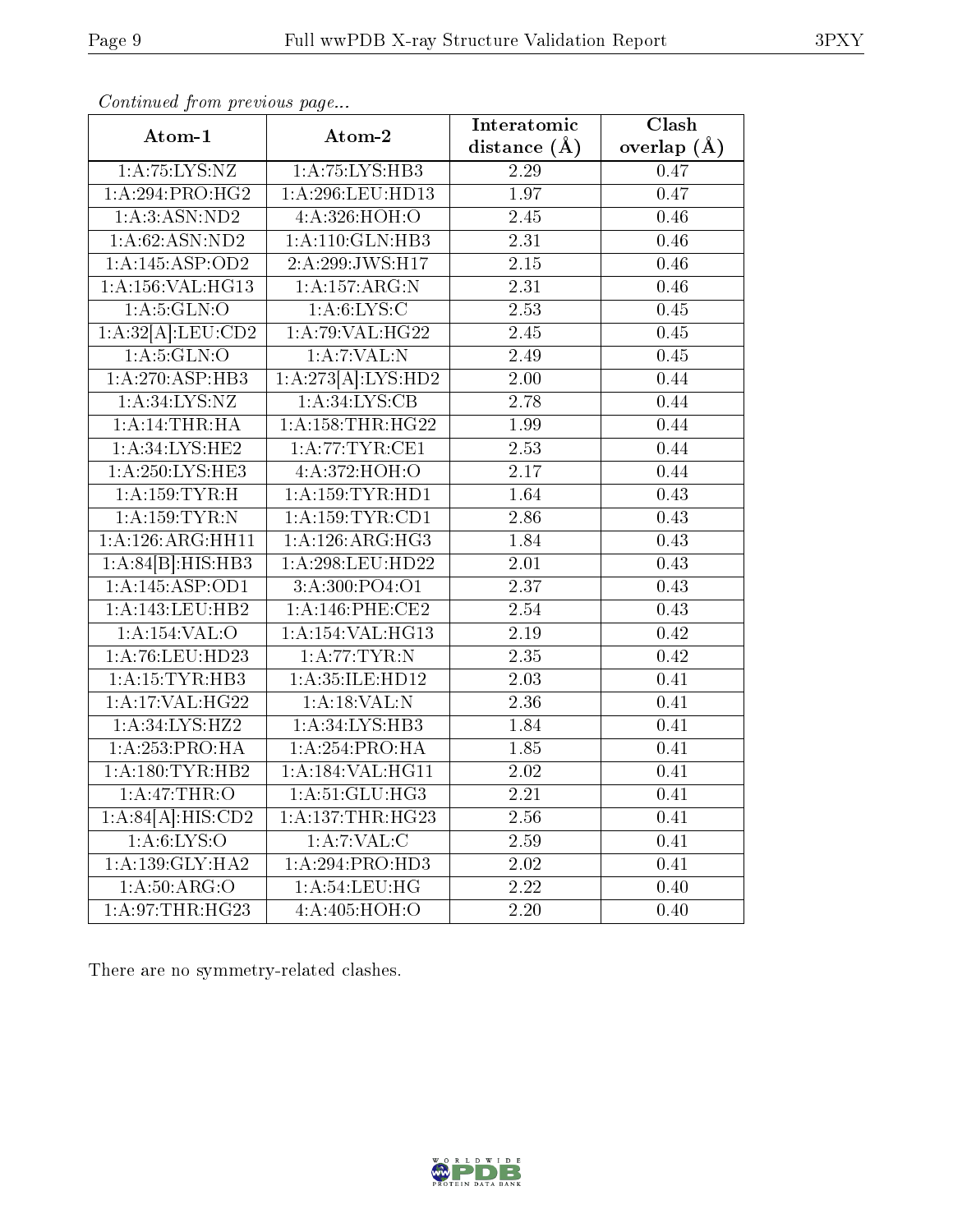*Continued from previous page...*

| Atom-1 | Atom-2 | Interatomic distance (Å) | Clash overlap (Å) |
|---|---|---|---|
| 1:A:75:LYS:NZ | 1:A:75:LYS:HB3 | 2.29 | 0.47 |
| 1:A:294:PRO:HG2 | 1:A:296:LEU:HD13 | 1.97 | 0.47 |
| 1:A:3:ASN:ND2 | 4:A:326:HOH:O | 2.45 | 0.46 |
| 1:A:62:ASN:ND2 | 1:A:110:GLN:HB3 | 2.31 | 0.46 |
| 1:A:145:ASP:OD2 | 2:A:299:JWS:H17 | 2.15 | 0.46 |
| 1:A:156:VAL:HG13 | 1:A:157:ARG:N | 2.31 | 0.46 |
| 1:A:5:GLN:O | 1:A:6:LYS:C | 2.53 | 0.45 |
| 1:A:32[A]:LEU:CD2 | 1:A:79:VAL:HG22 | 2.45 | 0.45 |
| 1:A:5:GLN:O | 1:A:7:VAL:N | 2.49 | 0.45 |
| 1:A:270:ASP:HB3 | 1:A:273[A]:LYS:HD2 | 2.00 | 0.44 |
| 1:A:34:LYS:NZ | 1:A:34:LYS:CB | 2.78 | 0.44 |
| 1:A:14:THR:HA | 1:A:158:THR:HG22 | 1.99 | 0.44 |
| 1:A:34:LYS:HE2 | 1:A:77:TYR:CE1 | 2.53 | 0.44 |
| 1:A:250:LYS:HE3 | 4:A:372:HOH:O | 2.17 | 0.44 |
| 1:A:159:TYR:H | 1:A:159:TYR:HD1 | 1.64 | 0.43 |
| 1:A:159:TYR:N | 1:A:159:TYR:CD1 | 2.86 | 0.43 |
| 1:A:126:ARG:HH11 | 1:A:126:ARG:HG3 | 1.84 | 0.43 |
| 1:A:84[B]:HIS:HB3 | 1:A:298:LEU:HD22 | 2.01 | 0.43 |
| 1:A:145:ASP:OD1 | 3:A:300:PO4:O1 | 2.37 | 0.43 |
| 1:A:143:LEU:HB2 | 1:A:146:PHE:CE2 | 2.54 | 0.43 |
| 1:A:154:VAL:O | 1:A:154:VAL:HG13 | 2.19 | 0.42 |
| 1:A:76:LEU:HD23 | 1:A:77:TYR:N | 2.35 | 0.42 |
| 1:A:15:TYR:HB3 | 1:A:35:ILE:HD12 | 2.03 | 0.41 |
| 1:A:17:VAL:HG22 | 1:A:18:VAL:N | 2.36 | 0.41 |
| 1:A:34:LYS:HZ2 | 1:A:34:LYS:HB3 | 1.84 | 0.41 |
| 1:A:253:PRO:HA | 1:A:254:PRO:HA | 1.85 | 0.41 |
| 1:A:180:TYR:HB2 | 1:A:184:VAL:HG11 | 2.02 | 0.41 |
| 1:A:47:THR:O | 1:A:51:GLU:HG3 | 2.21 | 0.41 |
| 1:A:84[A]:HIS:CD2 | 1:A:137:THR:HG23 | 2.56 | 0.41 |
| 1:A:6:LYS:O | 1:A:7:VAL:C | 2.59 | 0.41 |
| 1:A:139:GLY:HA2 | 1:A:294:PRO:HD3 | 2.02 | 0.41 |
| 1:A:50:ARG:O | 1:A:54:LEU:HG | 2.22 | 0.40 |
| 1:A:97:THR:HG23 | 4:A:405:HOH:O | 2.20 | 0.40 |

There are no symmetry-related clashes.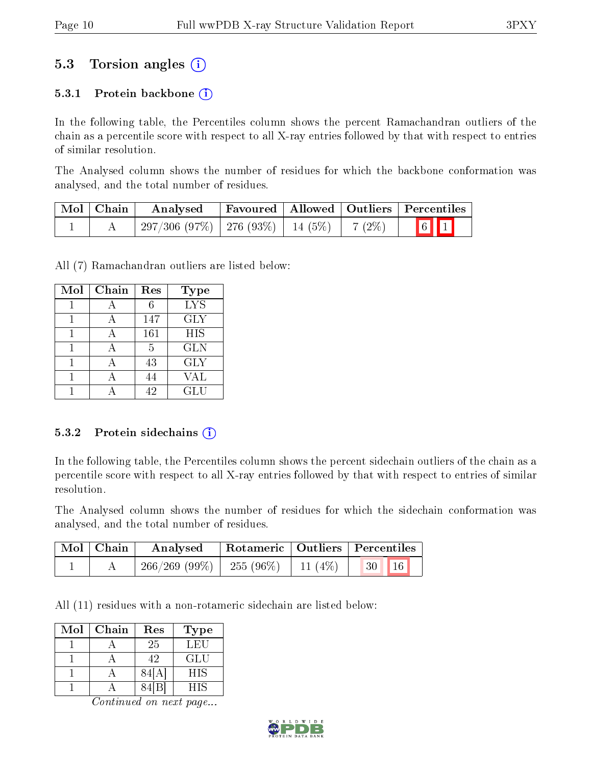## 5.3 Torsion angles (i)

### 5.3.1 Protein backbone (i)

In the following table, the Percentiles column shows the percent Ramachandran outliers of the chain as a percentile score with respect to all X-ray entries followed by that with respect to entries of similar resolution.

The Analysed column shows the number of residues for which the backbone conformation was analysed, and the total number of residues.

| Mol | Chain | Analysed | Favoured | Allowed | Outliers | Percentiles | |
|---|---|---|---|---|---|---|---|
| 1 | A | 297/306 (97%) | 276 (93%) | 14 (5%) | 7 (2%) | 6 | 1 |

All (7) Ramachandran outliers are listed below:

| Mol | Chain | Res | Type |
|---|---|---|---|
| 1 | A | 6 | LYS |
| 1 | A | 147 | GLY |
| 1 | A | 161 | HIS |
| 1 | A | 5 | GLN |
| 1 | A | 43 | GLY |
| 1 | A | 44 | VAL |
| 1 | A | 42 | GLU |

### 5.3.2 Protein sidechains (i)

In the following table, the Percentiles column shows the percent sidechain outliers of the chain as a percentile score with respect to all X-ray entries followed by that with respect to entries of similar resolution.

The Analysed column shows the number of residues for which the sidechain conformation was analysed, and the total number of residues.

| Mol | Chain | Analysed | Rotameric | Outliers | Percentiles | |
|---|---|---|---|---|---|---|
| 1 | A | 266/269 (99%) | 255 (96%) | 11 (4%) | 30 | 16 |

All (11) residues with a non-rotameric sidechain are listed below:

| Mol | Chain | Res | Type |
|---|---|---|---|
| 1 | A | 25 | LEU |
| 1 | A | 42 | GLU |
| 1 | A | 84[A] | HIS |
| 1 | A | 84[B] | HIS |

*Continued on next page...*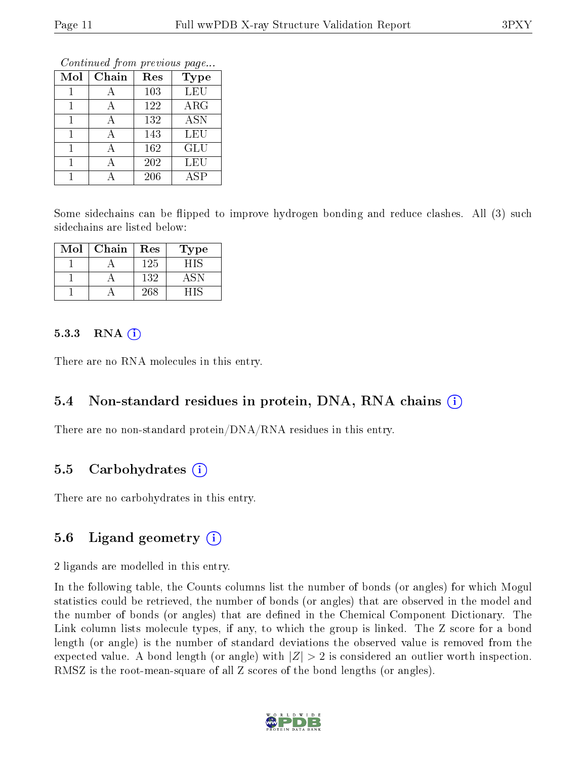*Continued from previous page...*

| Mol | Chain | Res | Type |
|---|---|---|---|
| 1 | A | 103 | LEU |
| 1 | A | 122 | ARG |
| 1 | A | 132 | ASN |
| 1 | A | 143 | LEU |
| 1 | A | 162 | GLU |
| 1 | A | 202 | LEU |
| 1 | A | 206 | ASP |

Some sidechains can be flipped to improve hydrogen bonding and reduce clashes. All (3) such sidechains are listed below:

| Mol | Chain | Res | Type |
|---|---|---|---|
| 1 | A | 125 | HIS |
| 1 | A | 132 | ASN |
| 1 | A | 268 | HIS |

#### 5.3.3 RNA

There are no RNA molecules in this entry.

### 5.4 Non-standard residues in protein, DNA, RNA chains

There are no non-standard protein/DNA/RNA residues in this entry.

### 5.5 Carbohydrates

There are no carbohydrates in this entry.

### 5.6 Ligand geometry

2 ligands are modelled in this entry.

In the following table, the Counts columns list the number of bonds (or angles) for which Mogul statistics could be retrieved, the number of bonds (or angles) that are observed in the model and the number of bonds (or angles) that are defined in the Chemical Component Dictionary. The Link column lists molecule types, if any, to which the group is linked. The Z score for a bond length (or angle) is the number of standard deviations the observed value is removed from the expected value. A bond length (or angle) with $|Z| > 2$ is considered an outlier worth inspection. RMSZ is the root-mean-square of all Z scores of the bond lengths (or angles).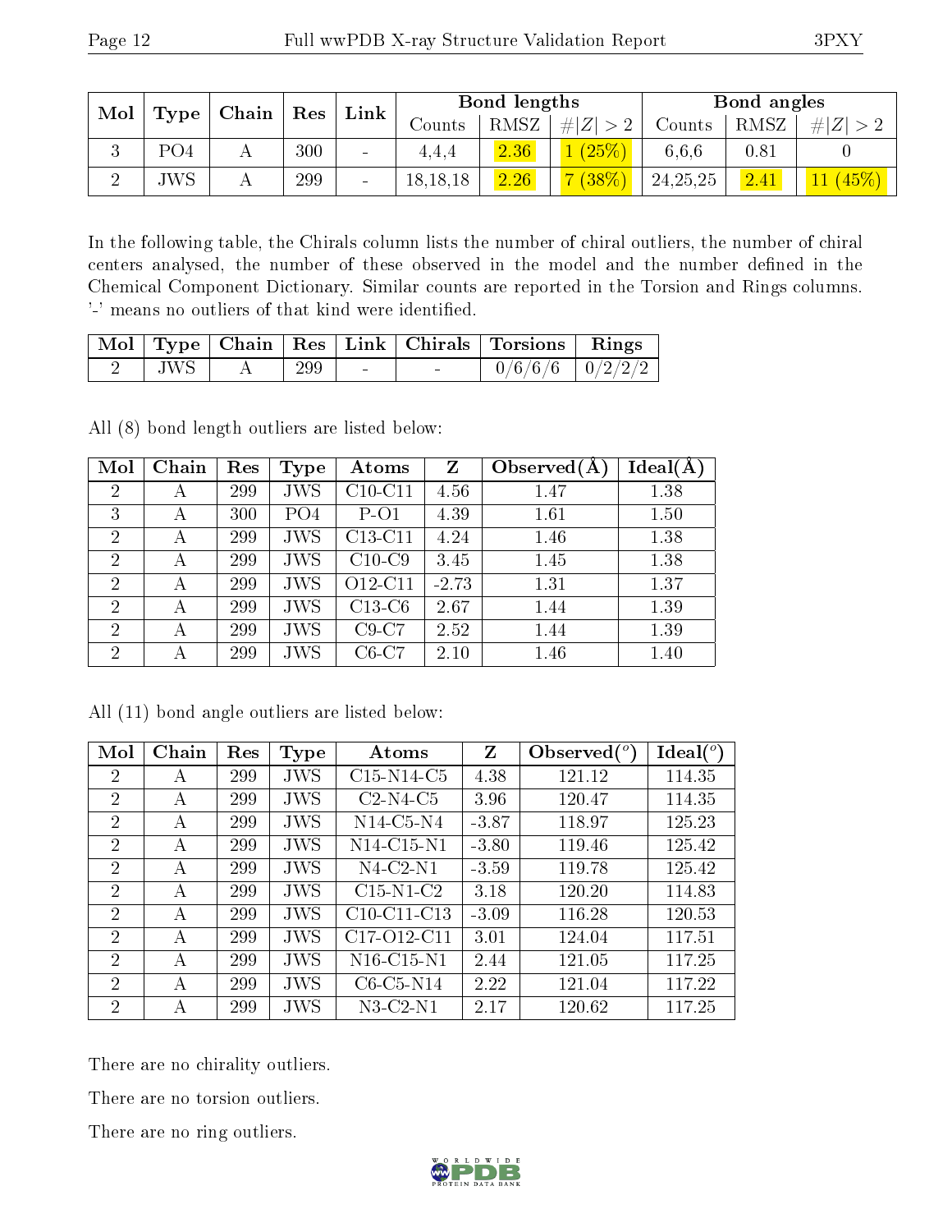| Mol | Type | Chain | Res | Link | Bond lengths | | | Bond angles | | |
|---|---|---|---|---|---|---|---|---|---|---|
| | | | | | Counts | RMSZ | #\|Z\| > 2 | Counts | RMSZ | #\|Z\| > 2 |
| 3 | PO4 | A | 300 | - | 4,4,4 | 2.36 | 1 (25%) | 6,6,6 | 0.81 | 0 |
| 2 | JWS | A | 299 | - | 18,18,18 | 2.26 | 7 (38%) | 24,25,25 | 2.41 | 11 (45%) |

In the following table, the Chirals column lists the number of chiral outliers, the number of chiral centers analysed, the number of these observed in the model and the number defined in the Chemical Component Dictionary. Similar counts are reported in the Torsion and Rings columns. '-' means no outliers of that kind were identified.

| Mol | Type | Chain | Res | Link | Chirals | Torsions | Rings |
|---|---|---|---|---|---|---|---|
| 2 | JWS | A | 299 | - | - | 0/6/6/6 | 0/2/2/2 |

All (8) bond length outliers are listed below:

| Mol | Chain | Res | Type | Atoms | Z | Observed(Å) | Ideal(Å) |
|---|---|---|---|---|---|---|---|
| 2 | A | 299 | JWS | C10-C11 | 4.56 | 1.47 | 1.38 |
| 3 | A | 300 | PO4 | P-O1 | 4.39 | 1.61 | 1.50 |
| 2 | A | 299 | JWS | C13-C11 | 4.24 | 1.46 | 1.38 |
| 2 | A | 299 | JWS | C10-C9 | 3.45 | 1.45 | 1.38 |
| 2 | A | 299 | JWS | O12-C11 | -2.73 | 1.31 | 1.37 |
| 2 | A | 299 | JWS | C13-C6 | 2.67 | 1.44 | 1.39 |
| 2 | A | 299 | JWS | C9-C7 | 2.52 | 1.44 | 1.39 |
| 2 | A | 299 | JWS | C6-C7 | 2.10 | 1.46 | 1.40 |

All (11) bond angle outliers are listed below:

| Mol | Chain | Res | Type | Atoms | Z | Observed(°) | Ideal(°) |
|---|---|---|---|---|---|---|---|
| 2 | A | 299 | JWS | C15-N14-C5 | 4.38 | 121.12 | 114.35 |
| 2 | A | 299 | JWS | C2-N4-C5 | 3.96 | 120.47 | 114.35 |
| 2 | A | 299 | JWS | N14-C5-N4 | -3.87 | 118.97 | 125.23 |
| 2 | A | 299 | JWS | N14-C15-N1 | -3.80 | 119.46 | 125.42 |
| 2 | A | 299 | JWS | N4-C2-N1 | -3.59 | 119.78 | 125.42 |
| 2 | A | 299 | JWS | C15-N1-C2 | 3.18 | 120.20 | 114.83 |
| 2 | A | 299 | JWS | C10-C11-C13 | -3.09 | 116.28 | 120.53 |
| 2 | A | 299 | JWS | C17-O12-C11 | 3.01 | 124.04 | 117.51 |
| 2 | A | 299 | JWS | N16-C15-N1 | 2.44 | 121.05 | 117.25 |
| 2 | A | 299 | JWS | C6-C5-N14 | 2.22 | 121.04 | 117.22 |
| 2 | A | 299 | JWS | N3-C2-N1 | 2.17 | 120.62 | 117.25 |

There are no chirality outliers.

There are no torsion outliers.

There are no ring outliers.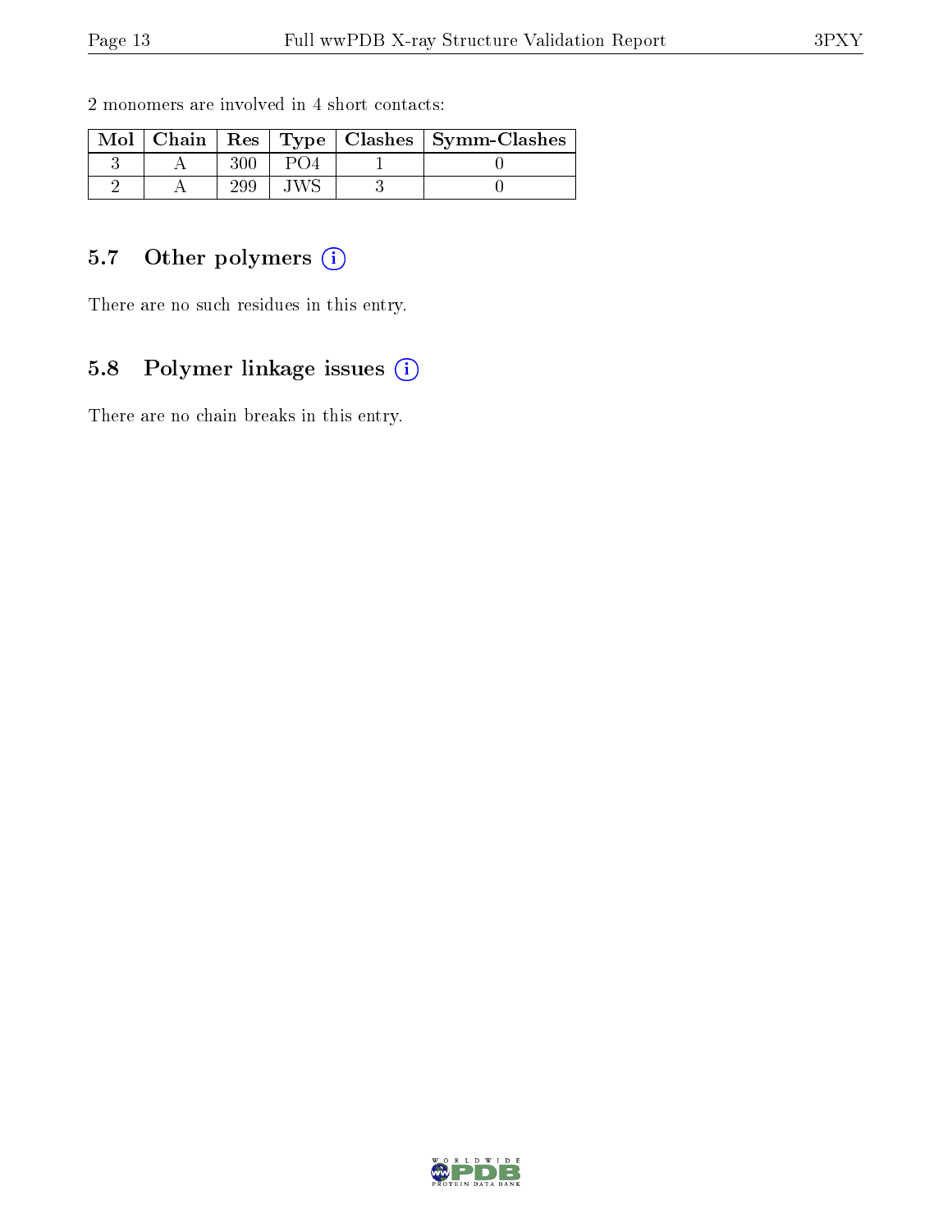2 monomers are involved in 4 short contacts:

| Mol | Chain | Res | Type | Clashes | Symm-Clashes |
|---|---|---|---|---|---|
| 3 | A | 300 | PO4 | 1 | 0 |
| 2 | A | 299 | JWS | 3 | 0 |

## 5.7 Other polymers (i)

There are no such residues in this entry.

## 5.8 Polymer linkage issues (i)

There are no chain breaks in this entry.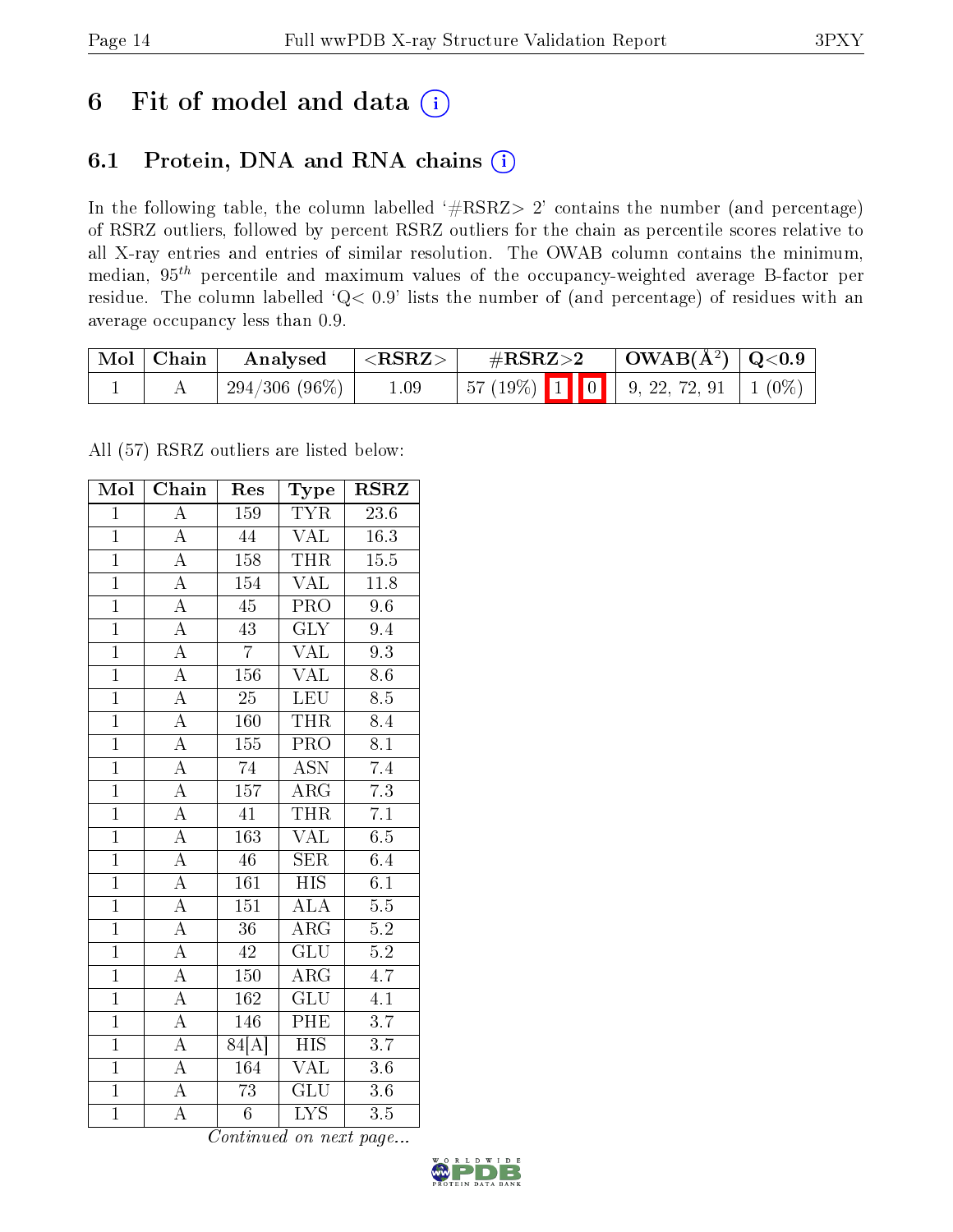# 6 Fit of model and data

## 6.1 Protein, DNA and RNA chains

In the following table, the column labelled '#RSRZ> 2' contains the number (and percentage) of RSRZ outliers, followed by percent RSRZ outliers for the chain as percentile scores relative to all X-ray entries and entries of similar resolution. The OWAB column contains the minimum, median, $95^{th}$ percentile and maximum values of the occupancy-weighted average B-factor per residue. The column labelled 'Q< 0.9' lists the number of (and percentage) of residues with an average occupancy less than 0.9.

| Mol | Chain | Analysed | <RSRZ> | #RSRZ>2 | OWAB(Å$^2$) | Q<0.9 |
|---|---|---|---|---|---|---|
| 1 | A | 294/306 (96%) | 1.09 | 57 (19%) 1 0 | 9, 22, 72, 91 | 1 (0%) |

All (57) RSRZ outliers are listed below:

| Mol | Chain | Res | Type | RSRZ |
|---|---|---|---|---|
| 1 | A | 159 | TYR | 23.6 |
| 1 | A | 44 | VAL | 16.3 |
| 1 | A | 158 | THR | 15.5 |
| 1 | A | 154 | VAL | 11.8 |
| 1 | A | 45 | PRO | 9.6 |
| 1 | A | 43 | GLY | 9.4 |
| 1 | A | 7 | VAL | 9.3 |
| 1 | A | 156 | VAL | 8.6 |
| 1 | A | 25 | LEU | 8.5 |
| 1 | A | 160 | THR | 8.4 |
| 1 | A | 155 | PRO | 8.1 |
| 1 | A | 74 | ASN | 7.4 |
| 1 | A | 157 | ARG | 7.3 |
| 1 | A | 41 | THR | 7.1 |
| 1 | A | 163 | VAL | 6.5 |
| 1 | A | 46 | SER | 6.4 |
| 1 | A | 161 | HIS | 6.1 |
| 1 | A | 151 | ALA | 5.5 |
| 1 | A | 36 | ARG | 5.2 |
| 1 | A | 42 | GLU | 5.2 |
| 1 | A | 150 | ARG | 4.7 |
| 1 | A | 162 | GLU | 4.1 |
| 1 | A | 146 | PHE | 3.7 |
| 1 | A | 84[A] | HIS | 3.7 |
| 1 | A | 164 | VAL | 3.6 |
| 1 | A | 73 | GLU | 3.6 |
| 1 | A | 6 | LYS | 3.5 |

*Continued on next page...*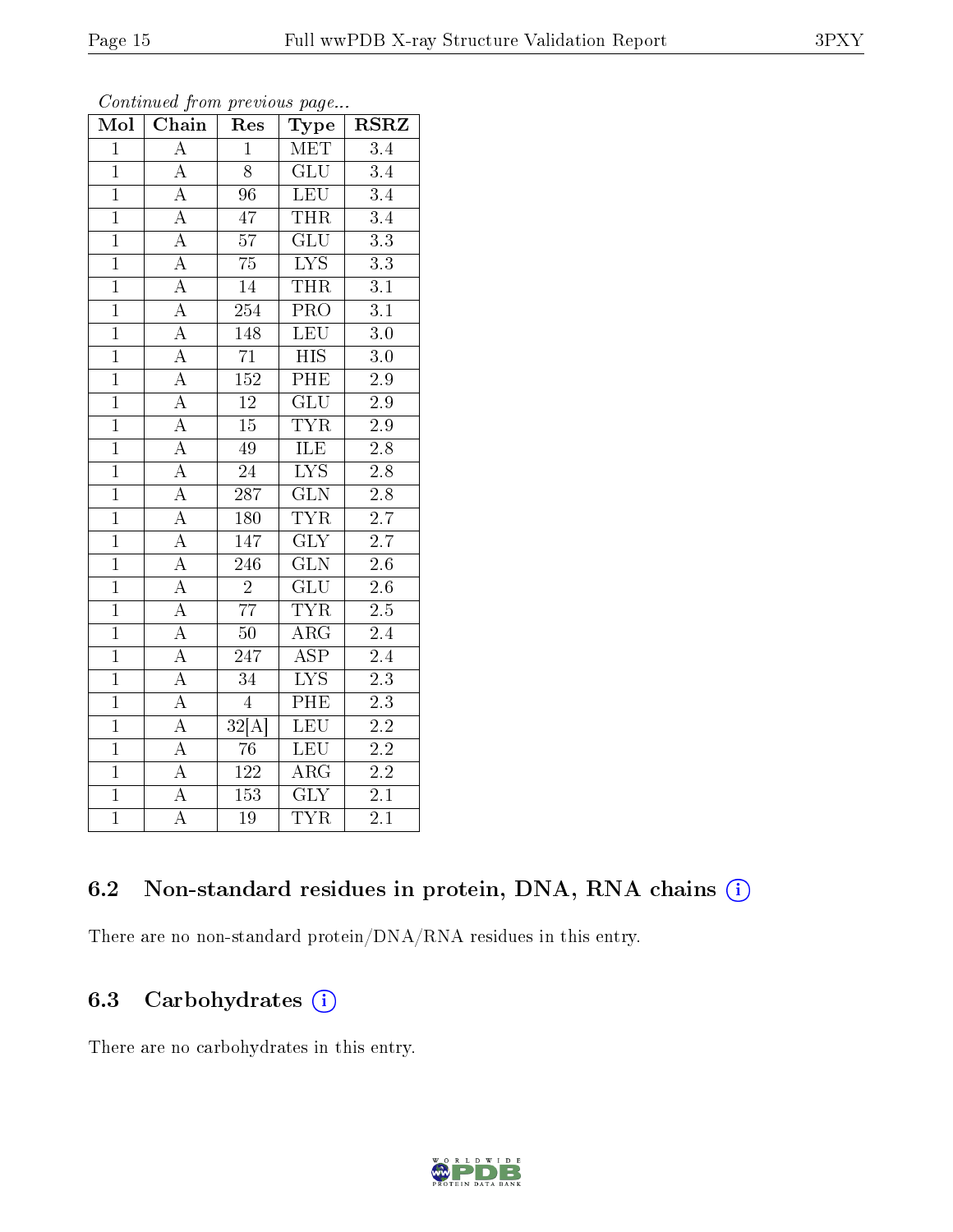*Continued from previous page...*

| Mol | Chain | Res | Type | RSRZ |
|---|---|---|---|---|
| 1 | A | 1 | MET | 3.4 |
| 1 | A | 8 | GLU | 3.4 |
| 1 | A | 96 | LEU | 3.4 |
| 1 | A | 47 | THR | 3.4 |
| 1 | A | 57 | GLU | 3.3 |
| 1 | A | 75 | LYS | 3.3 |
| 1 | A | 14 | THR | 3.1 |
| 1 | A | 254 | PRO | 3.1 |
| 1 | A | 148 | LEU | 3.0 |
| 1 | A | 71 | HIS | 3.0 |
| 1 | A | 152 | PHE | 2.9 |
| 1 | A | 12 | GLU | 2.9 |
| 1 | A | 15 | TYR | 2.9 |
| 1 | A | 49 | ILE | 2.8 |
| 1 | A | 24 | LYS | 2.8 |
| 1 | A | 287 | GLN | 2.8 |
| 1 | A | 180 | TYR | 2.7 |
| 1 | A | 147 | GLY | 2.7 |
| 1 | A | 246 | GLN | 2.6 |
| 1 | A | 2 | GLU | 2.6 |
| 1 | A | 77 | TYR | 2.5 |
| 1 | A | 50 | ARG | 2.4 |
| 1 | A | 247 | ASP | 2.4 |
| 1 | A | 34 | LYS | 2.3 |
| 1 | A | 4 | PHE | 2.3 |
| 1 | A | 32[A] | LEU | 2.2 |
| 1 | A | 76 | LEU | 2.2 |
| 1 | A | 122 | ARG | 2.2 |
| 1 | A | 153 | GLY | 2.1 |
| 1 | A | 19 | TYR | 2.1 |

### 6.2 Non-standard residues in protein, DNA, RNA chains (i)

There are no non-standard protein/DNA/RNA residues in this entry.

### 6.3 Carbohydrates (i)

There are no carbohydrates in this entry.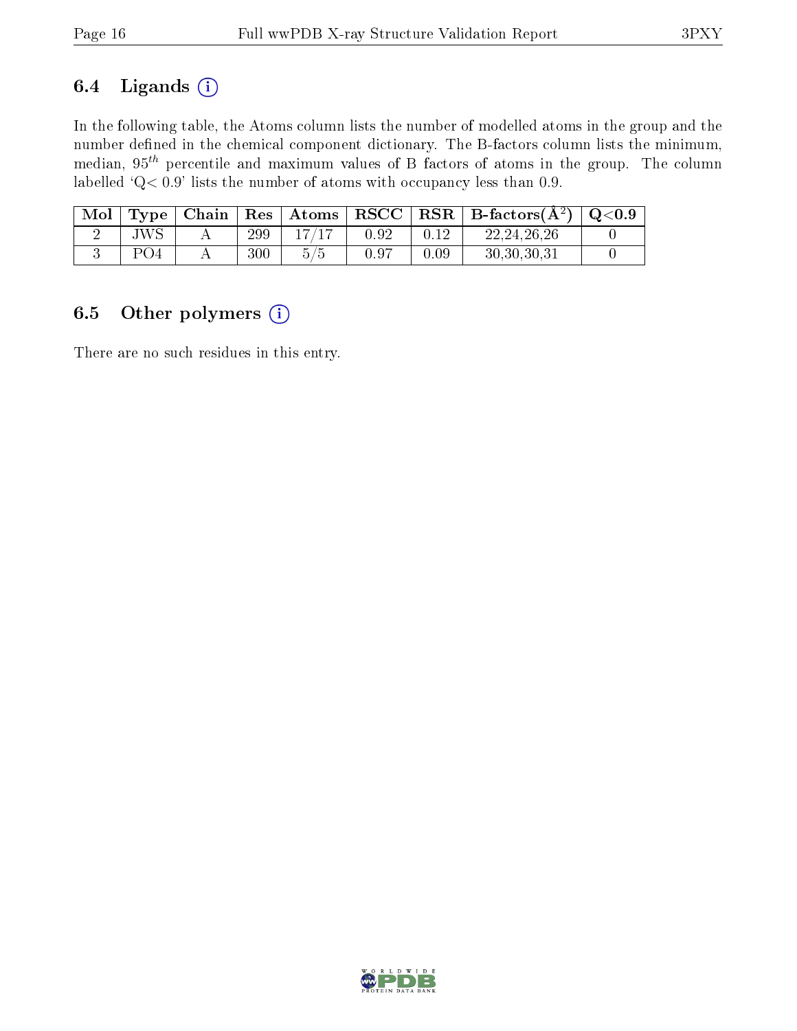### 6.4 Ligands (i)

In the following table, the Atoms column lists the number of modelled atoms in the group and the number defined in the chemical component dictionary. The B-factors column lists the minimum, median, $95^{th}$ percentile and maximum values of B factors of atoms in the group. The column labelled 'Q< 0.9' lists the number of atoms with occupancy less than 0.9.

| Mol | Type | Chain | Res | Atoms | RSCC | RSR | B-factors($Å^2$) | Q<0.9 |
|---|---|---|---|---|---|---|---|---|
| 2 | JWS | A | 299 | 17/17 | 0.92 | 0.12 | 22,24,26,26 | 0 |
| 3 | PO4 | A | 300 | 5/5 | 0.97 | 0.09 | 30,30,30,31 | 0 |

### 6.5 Other polymers (i)

There are no such residues in this entry.